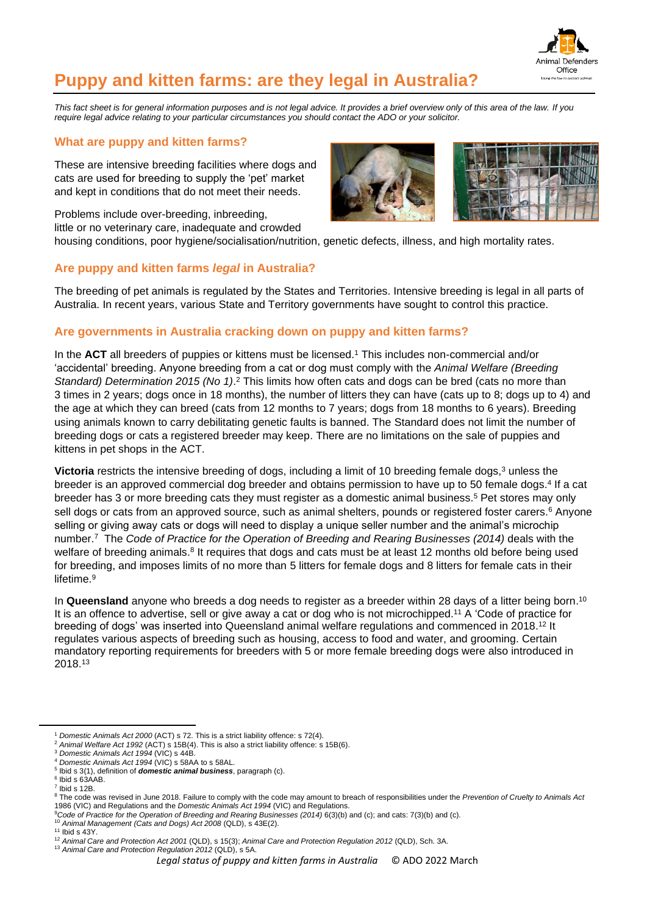# Puppy and kitten farms: are they legal in Australia?

*This fact sheet is for general information purposes and is not legal advice. It provides a brief overview only of this area of the law. If you require legal advice relating to your particular circumstances you should contact the ADO or your solicitor.*

## What are puppy and kitten farms?

These are intensive breeding facilities where dogs and cats are used for breeding to supply the 'pet' market and kept in conditions that do not meet their needs.

Problems include over-breeding, inbreeding, little or no veterinary care, inadequate and crowded housing conditions, poor hygiene/socialisation/nutrition, genetic defects, illness, and high mortality rates.

## Are puppy and kitten farms *legal* in Australia?

The breeding of pet animals is regulated by the States and Territories. Intensive breeding is legal in all parts of Australia. In recent years, various State and Territory governments have sought to control this practice.

## Are governments in Australia cracking down on puppy and kitten farms?

In the **ACT** all breeders of puppies or kittens must be licensed.[1] This includes non-commercial and/or 'accidental' breeding. Anyone breeding from a cat or dog must comply with the *Animal Welfare (Breeding Standard) Determination 2015 (No 1)*.[2] This limits how often cats and dogs can be bred (cats no more than 3 times in 2 years; dogs once in 18 months), the number of litters they can have (cats up to 8; dogs up to 4) and the age at which they can breed (cats from 12 months to 7 years; dogs from 18 months to 6 years). Breeding using animals known to carry debilitating genetic faults is banned. The Standard does not limit the number of breeding dogs or cats a registered breeder may keep. There are no limitations on the sale of puppies and kittens in pet shops in the ACT.

**Victoria** restricts the intensive breeding of dogs, including a limit of 10 breeding female dogs,[3] unless the breeder is an approved commercial dog breeder and obtains permission to have up to 50 female dogs.[4] If a cat breeder has 3 or more breeding cats they must register as a domestic animal business.[5] Pet stores may only sell dogs or cats from an approved source, such as animal shelters, pounds or registered foster carers.[6] Anyone selling or giving away cats or dogs will need to display a unique seller number and the animal's microchip number.[7] The *Code of Practice for the Operation of Breeding and Rearing Businesses (2014)* deals with the welfare of breeding animals.[8] It requires that dogs and cats must be at least 12 months old before being used for breeding, and imposes limits of no more than 5 litters for female dogs and 8 litters for female cats in their lifetime.[9]

In **Queensland** anyone who breeds a dog needs to register as a breeder within 28 days of a litter being born.[10] It is an offence to advertise, sell or give away a cat or dog who is not microchipped.[11] A 'Code of practice for breeding of dogs' was inserted into Queensland animal welfare regulations and commenced in 2018.[12] It regulates various aspects of breeding such as housing, access to food and water, and grooming. Certain mandatory reporting requirements for breeders with 5 or more female breeding dogs were also introduced in 2018.[13]

---

[1] *Domestic Animals Act 2000* (ACT) s 72. This is a strict liability offence: s 72(4).
[2] *Animal Welfare Act 1992* (ACT) s 15B(4). This is also a strict liability offence: s 15B(6).
[3] *Domestic Animals Act 1994* (VIC) s 44B.
[4] *Domestic Animals Act 1994* (VIC) s 58AA to s 58AL.
[5] Ibid s 3(1), definition of ***domestic animal business***, paragraph (c).
[6] Ibid s 63AAB.
[7] Ibid s 12B.
[8] The code was revised in June 2018. Failure to comply with the code may amount to breach of responsibilities under the *Prevention of Cruelty to Animals Act* 1986 (VIC) and Regulations and the *Domestic Animals Act 1994* (VIC) and Regulations.
[9] *Code of Practice for the Operation of Breeding and Rearing Businesses (2014)* 6(3)(b) and (c); and cats: 7(3)(b) and (c).
[10] *Animal Management (Cats and Dogs) Act 2008* (QLD), s 43E(2).
[11] Ibid s 43Y.
[12] *Animal Care and Protection Act 2001* (QLD), s 15(3); *Animal Care and Protection Regulation 2012* (QLD), Sch. 3A.
[13] *Animal Care and Protection Regulation 2012* (QLD), s 5A.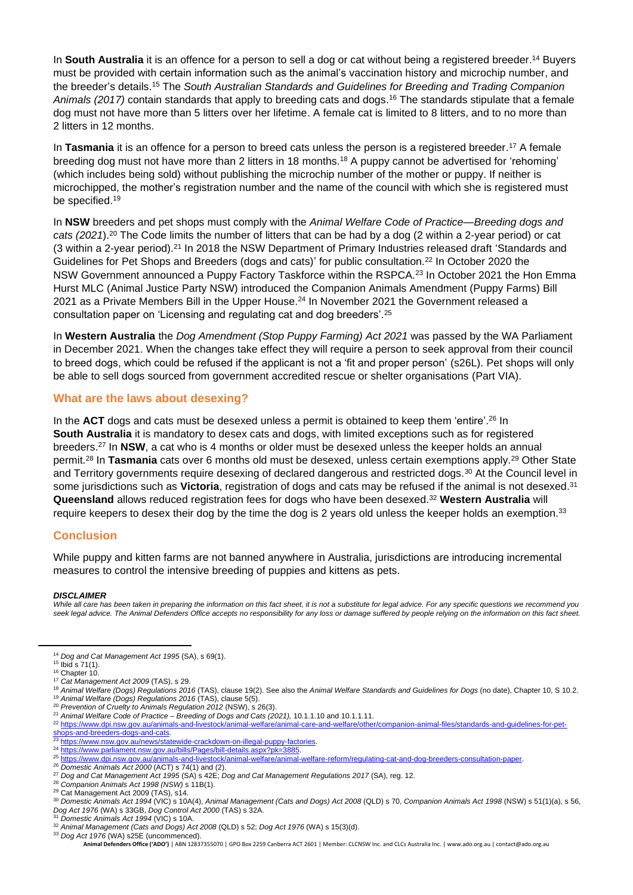In **South Australia** it is an offence for a person to sell a dog or cat without being a registered breeder.[14] Buyers must be provided with certain information such as the animal's vaccination history and microchip number, and the breeder's details.[15] The *South Australian Standards and Guidelines for Breeding and Trading Companion Animals (2017)* contain standards that apply to breeding cats and dogs.[16] The standards stipulate that a female dog must not have more than 5 litters over her lifetime. A female cat is limited to 8 litters, and to no more than 2 litters in 12 months.

In **Tasmania** it is an offence for a person to breed cats unless the person is a registered breeder.[17] A female breeding dog must not have more than 2 litters in 18 months.[18] A puppy cannot be advertised for 'rehoming' (which includes being sold) without publishing the microchip number of the mother or puppy. If neither is microchipped, the mother's registration number and the name of the council with which she is registered must be specified.[19]

In **NSW** breeders and pet shops must comply with the *Animal Welfare Code of Practice—Breeding dogs and cats (2021)*.[20] The Code limits the number of litters that can be had by a dog (2 within a 2-year period) or cat (3 within a 2-year period).[21] In 2018 the NSW Department of Primary Industries released draft 'Standards and Guidelines for Pet Shops and Breeders (dogs and cats)' for public consultation.[22] In October 2020 the NSW Government announced a Puppy Factory Taskforce within the RSPCA.[23] In October 2021 the Hon Emma Hurst MLC (Animal Justice Party NSW) introduced the Companion Animals Amendment (Puppy Farms) Bill 2021 as a Private Members Bill in the Upper House.[24] In November 2021 the Government released a consultation paper on 'Licensing and regulating cat and dog breeders'.[25]

In **Western Australia** the *Dog Amendment (Stop Puppy Farming) Act 2021* was passed by the WA Parliament in December 2021. When the changes take effect they will require a person to seek approval from their council to breed dogs, which could be refused if the applicant is not a 'fit and proper person' (s26L). Pet shops will only be able to sell dogs sourced from government accredited rescue or shelter organisations (Part VIA).

## What are the laws about desexing?

In the **ACT** dogs and cats must be desexed unless a permit is obtained to keep them 'entire'.[26] In **South Australia** it is mandatory to desex cats and dogs, with limited exceptions such as for registered breeders.[27] In **NSW**, a cat who is 4 months or older must be desexed unless the keeper holds an annual permit.[28] In **Tasmania** cats over 6 months old must be desexed, unless certain exemptions apply.[29] Other State and Territory governments require desexing of declared dangerous and restricted dogs.[30] At the Council level in some jurisdictions such as **Victoria**, registration of dogs and cats may be refused if the animal is not desexed.[31] **Queensland** allows reduced registration fees for dogs who have been desexed.[32] **Western Australia** will require keepers to desex their dog by the time the dog is 2 years old unless the keeper holds an exemption.[33]

## Conclusion

While puppy and kitten farms are not banned anywhere in Australia, jurisdictions are introducing incremental measures to control the intensive breeding of puppies and kittens as pets.

***DISCLAIMER***

*While all care has been taken in preparing the information on this fact sheet, it is not a substitute for legal advice. For any specific questions we recommend you seek legal advice. The Animal Defenders Office accepts no responsibility for any loss or damage suffered by people relying on the information on this fact sheet.*

---

[14] *Dog and Cat Management Act 1995* (SA), s 69(1).
[15] Ibid s 71(1).
[16] Chapter 10.
[17] *Cat Management Act 2009* (TAS), s 29.
[18] *Animal Welfare (Dogs) Regulations 2016* (TAS), clause 19(2). See also the *Animal Welfare Standards and Guidelines for Dogs* (no date), Chapter 10, S 10.2.
[19] *Animal Welfare (Dogs) Regulations 2016* (TAS), clause 5(5).
[20] *Prevention of Cruelty to Animals Regulation 2012* (NSW), s 26(3).
[21] *Animal Welfare Code of Practice – Breeding of Dogs and Cats (2021),* 10.1.1.10 and 10.1.1.11.
[22] https://www.dpi.nsw.gov.au/animals-and-livestock/animal-welfare/animal-care-and-welfare/other/companion-animal-files/standards-and-guidelines-for-pet-shops-and-breeders-dogs-and-cats.
[23] https://www.nsw.gov.au/news/statewide-crackdown-on-illegal-puppy-factories.
[24] https://www.parliament.nsw.gov.au/bills/Pages/bill-details.aspx?pk=3885.
[25] https://www.dpi.nsw.gov.au/animals-and-livestock/animal-welfare/animal-welfare-reform/regulating-cat-and-dog-breeders-consultation-paper.
[26] *Domestic Animals Act 2000* (ACT) s 74(1) and (2).
[27] *Dog and Cat Management Act 1995* (SA) s 42E; *Dog and Cat Management Regulations 2017* (SA), reg. 12.
[28] *Companion Animals Act 1998 (NSW)* s 11B(1).
[29] Cat Management Act 2009 (TAS), s14.
[30] *Domestic Animals Act 1994* (VIC) s 10A(4), *Animal Management (Cats and Dogs) Act 2008* (QLD) s 70, *Companion Animals Act 1998* (NSW) s 51(1)(a), s 56, *Dog Act 1976* (WA) s 33GB, *Dog Control Act 2000* (TAS) s 32A.
[31] *Domestic Animals Act 1994* (VIC) s 10A.
[32] *Animal Management (Cats and Dogs) Act 2008* (QLD) s 52; *Dog Act 1976* (WA) s 15(3)(d).
[33] *Dog Act 1976* (WA) s25E (uncommenced).

**Animal Defenders Office ('ADO')** | ABN 12837355070 | GPO Box 2259 Canberra ACT 2601 | Member: CLCNSW Inc. and CLCs Australia Inc. | www.ado.org.au | contact@ado.org.au